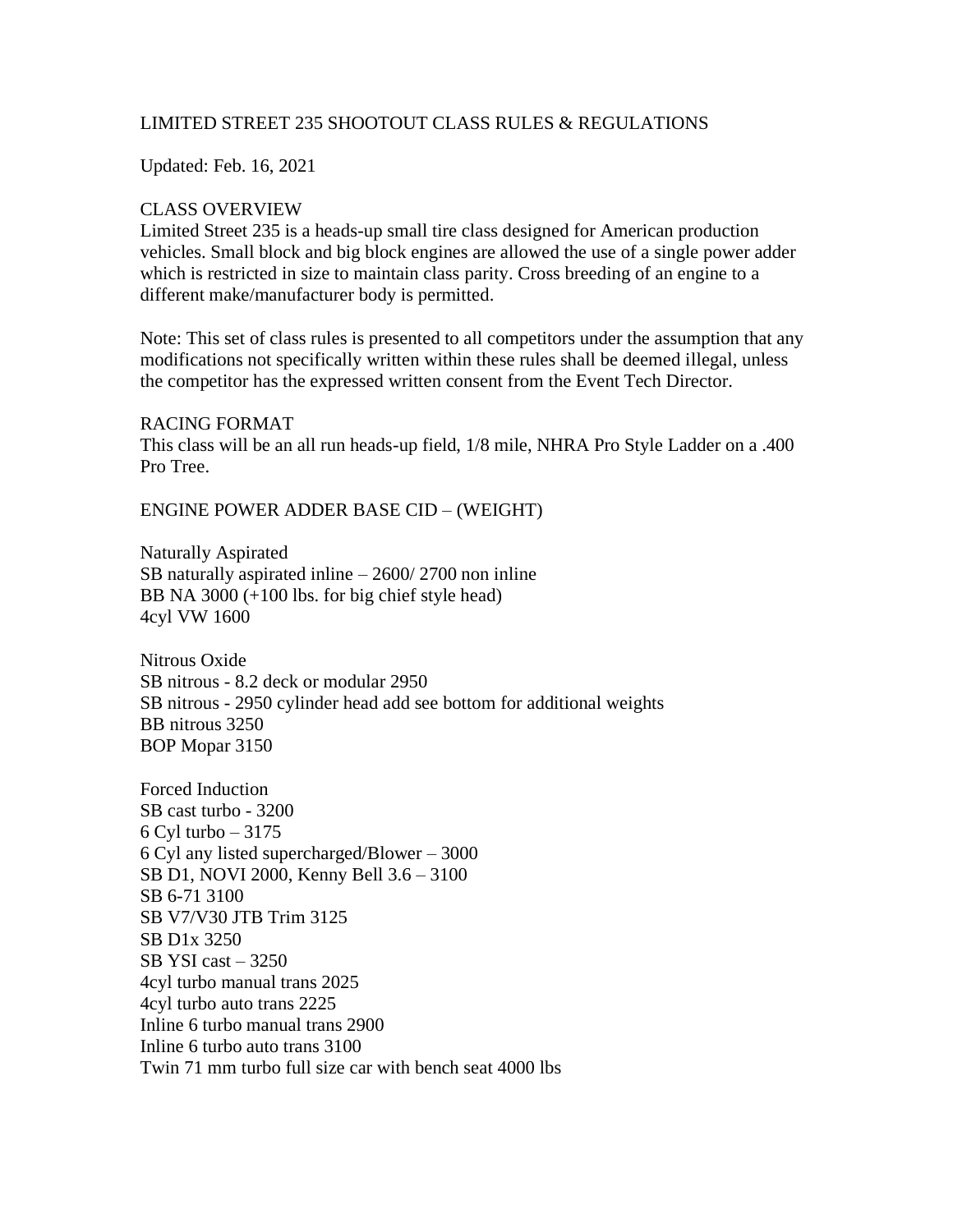# LIMITED STREET 235 SHOOTOUT CLASS RULES & REGULATIONS

Updated: Feb. 16, 2021

## CLASS OVERVIEW

Limited Street 235 is a heads-up small tire class designed for American production vehicles. Small block and big block engines are allowed the use of a single power adder which is restricted in size to maintain class parity. Cross breeding of an engine to a different make/manufacturer body is permitted.

Note: This set of class rules is presented to all competitors under the assumption that any modifications not specifically written within these rules shall be deemed illegal, unless the competitor has the expressed written consent from the Event Tech Director.

## RACING FORMAT

This class will be an all run heads-up field, 1/8 mile, NHRA Pro Style Ladder on a .400 Pro Tree.

## ENGINE POWER ADDER BASE CID – (WEIGHT)

Naturally Aspirated
SB naturally aspirated inline – 2600/ 2700 non inline
BB NA 3000 (+100 lbs. for big chief style head)
4cyl VW 1600

Nitrous Oxide
SB nitrous - 8.2 deck or modular 2950
SB nitrous - 2950 cylinder head add see bottom for additional weights
BB nitrous 3250
BOP Mopar 3150

Forced Induction
SB cast turbo - 3200
6 Cyl turbo – 3175
6 Cyl any listed supercharged/Blower – 3000
SB D1, NOVI 2000, Kenny Bell 3.6 – 3100
SB 6-71 3100
SB V7/V30 JTB Trim 3125
SB D1x 3250
SB YSI cast – 3250
4cyl turbo manual trans 2025
4cyl turbo auto trans 2225
Inline 6 turbo manual trans 2900
Inline 6 turbo auto trans 3100
Twin 71 mm turbo full size car with bench seat 4000 lbs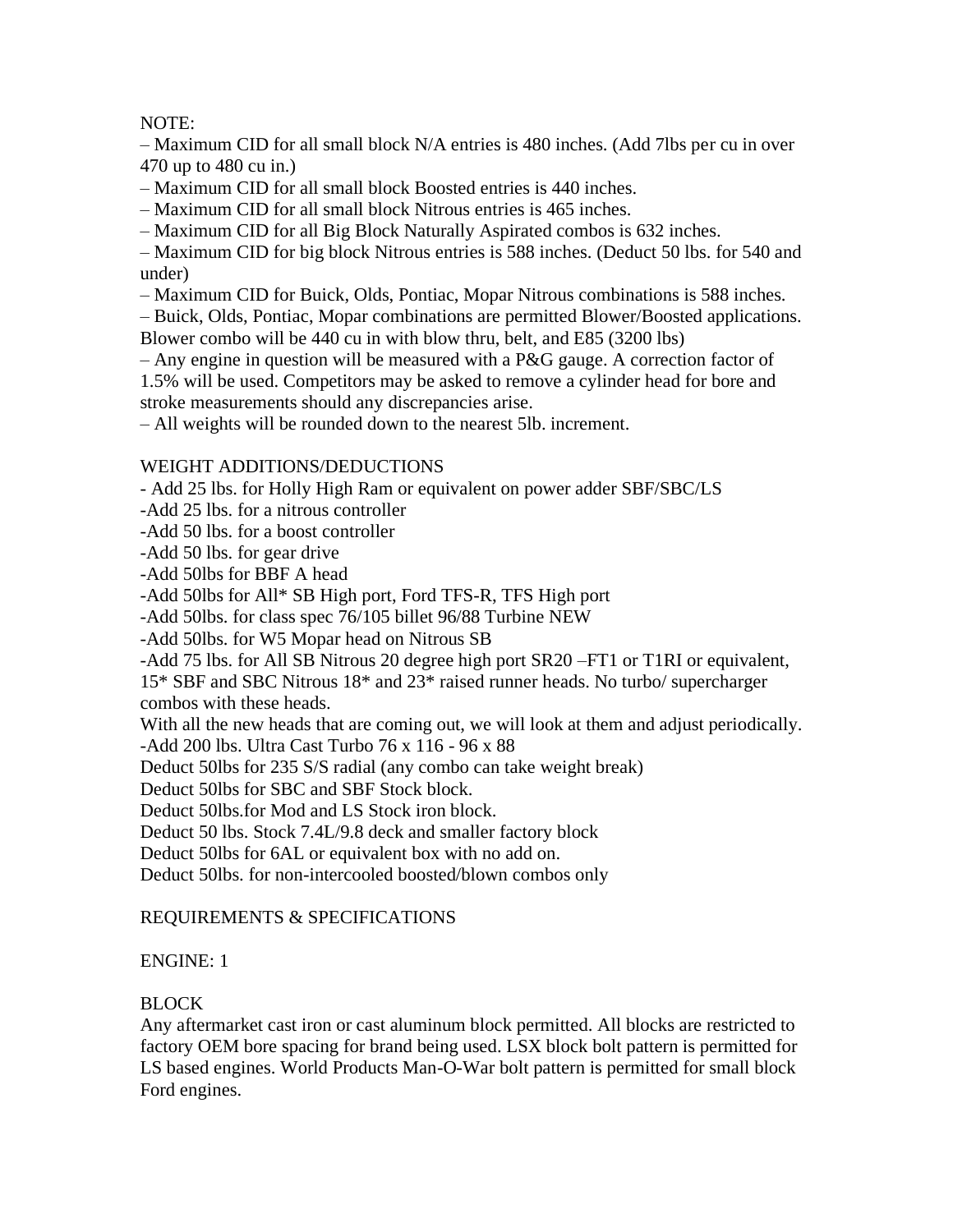NOTE:

– Maximum CID for all small block N/A entries is 480 inches. (Add 7lbs per cu in over 470 up to 480 cu in.)

– Maximum CID for all small block Boosted entries is 440 inches.

– Maximum CID for all small block Nitrous entries is 465 inches.

– Maximum CID for all Big Block Naturally Aspirated combos is 632 inches.

– Maximum CID for big block Nitrous entries is 588 inches. (Deduct 50 lbs. for 540 and under)

– Maximum CID for Buick, Olds, Pontiac, Mopar Nitrous combinations is 588 inches.

– Buick, Olds, Pontiac, Mopar combinations are permitted Blower/Boosted applications. Blower combo will be 440 cu in with blow thru, belt, and E85 (3200 lbs)

– Any engine in question will be measured with a P&G gauge. A correction factor of 1.5% will be used. Competitors may be asked to remove a cylinder head for bore and stroke measurements should any discrepancies arise.

– All weights will be rounded down to the nearest 5lb. increment.

WEIGHT ADDITIONS/DEDUCTIONS

- Add 25 lbs. for Holly High Ram or equivalent on power adder SBF/SBC/LS
-Add 25 lbs. for a nitrous controller
-Add 50 lbs. for a boost controller
-Add 50 lbs. for gear drive
-Add 50lbs for BBF A head
-Add 50lbs for All* SB High port, Ford TFS-R, TFS High port
-Add 50lbs. for class spec 76/105 billet 96/88 Turbine NEW
-Add 50lbs. for W5 Mopar head on Nitrous SB
-Add 75 lbs. for All SB Nitrous 20 degree high port SR20 –FT1 or T1RI or equivalent, 15* SBF and SBC Nitrous 18* and 23* raised runner heads. No turbo/ supercharger combos with these heads.

With all the new heads that are coming out, we will look at them and adjust periodically.

-Add 200 lbs. Ultra Cast Turbo 76 x 116 - 96 x 88

Deduct 50lbs for 235 S/S radial (any combo can take weight break)

Deduct 50lbs for SBC and SBF Stock block.

Deduct 50lbs.for Mod and LS Stock iron block.

Deduct 50 lbs. Stock 7.4L/9.8 deck and smaller factory block

Deduct 50lbs for 6AL or equivalent box with no add on.

Deduct 50lbs. for non-intercooled boosted/blown combos only

REQUIREMENTS & SPECIFICATIONS

ENGINE: 1

BLOCK

Any aftermarket cast iron or cast aluminum block permitted. All blocks are restricted to factory OEM bore spacing for brand being used. LSX block bolt pattern is permitted for LS based engines. World Products Man-O-War bolt pattern is permitted for small block Ford engines.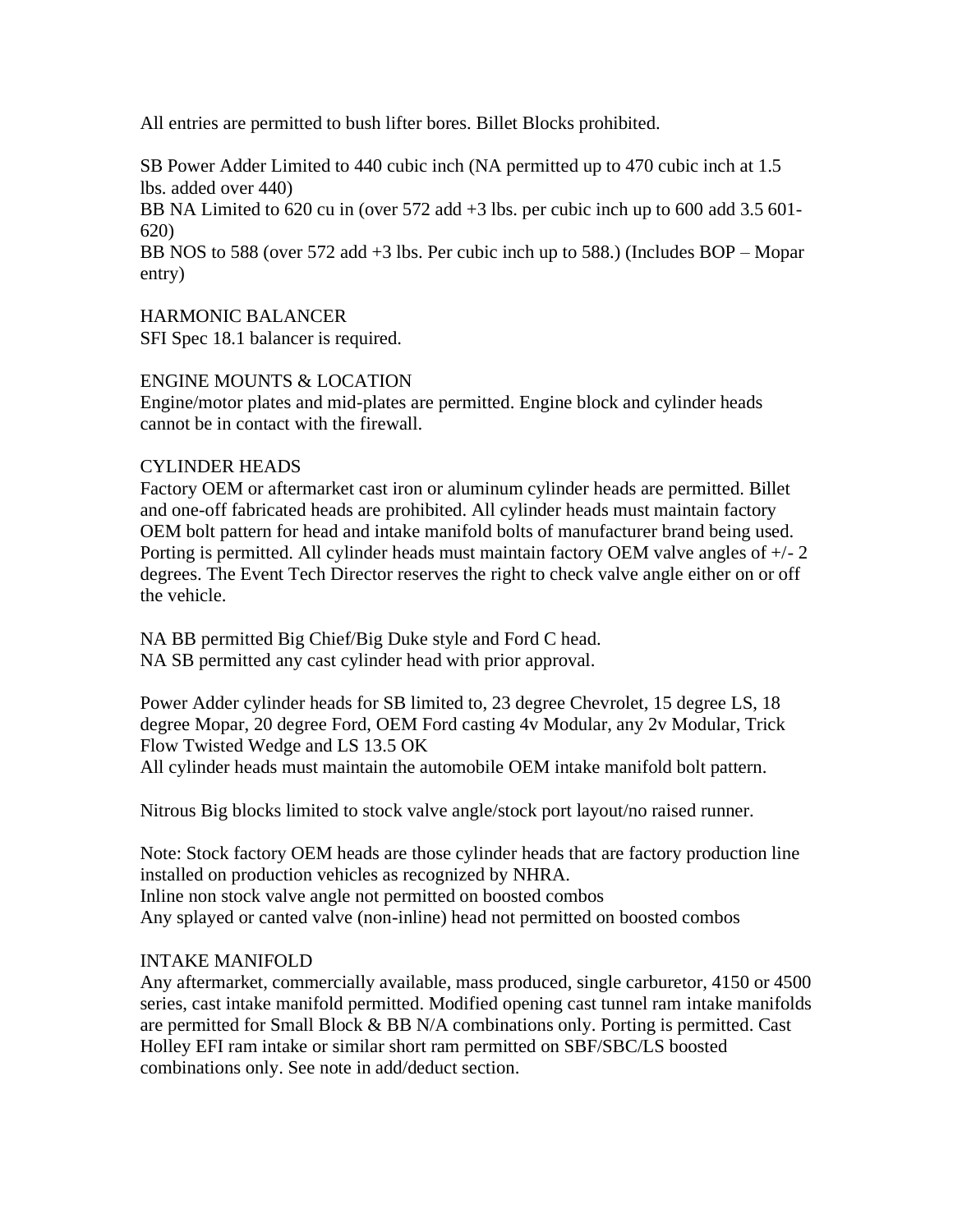All entries are permitted to bush lifter bores. Billet Blocks prohibited.

SB Power Adder Limited to 440 cubic inch (NA permitted up to 470 cubic inch at 1.5 lbs. added over 440)
BB NA Limited to 620 cu in (over 572 add +3 lbs. per cubic inch up to 600 add 3.5 601-620)
BB NOS to 588 (over 572 add +3 lbs. Per cubic inch up to 588.) (Includes BOP – Mopar entry)

## HARMONIC BALANCER

SFI Spec 18.1 balancer is required.

## ENGINE MOUNTS & LOCATION

Engine/motor plates and mid-plates are permitted. Engine block and cylinder heads cannot be in contact with the firewall.

## CYLINDER HEADS

Factory OEM or aftermarket cast iron or aluminum cylinder heads are permitted. Billet and one-off fabricated heads are prohibited. All cylinder heads must maintain factory OEM bolt pattern for head and intake manifold bolts of manufacturer brand being used. Porting is permitted. All cylinder heads must maintain factory OEM valve angles of +/- 2 degrees. The Event Tech Director reserves the right to check valve angle either on or off the vehicle.

NA BB permitted Big Chief/Big Duke style and Ford C head.
NA SB permitted any cast cylinder head with prior approval.

Power Adder cylinder heads for SB limited to, 23 degree Chevrolet, 15 degree LS, 18 degree Mopar, 20 degree Ford, OEM Ford casting 4v Modular, any 2v Modular, Trick Flow Twisted Wedge and LS 13.5 OK
All cylinder heads must maintain the automobile OEM intake manifold bolt pattern.

Nitrous Big blocks limited to stock valve angle/stock port layout/no raised runner.

Note: Stock factory OEM heads are those cylinder heads that are factory production line installed on production vehicles as recognized by NHRA.
Inline non stock valve angle not permitted on boosted combos
Any splayed or canted valve (non-inline) head not permitted on boosted combos

## INTAKE MANIFOLD

Any aftermarket, commercially available, mass produced, single carburetor, 4150 or 4500 series, cast intake manifold permitted. Modified opening cast tunnel ram intake manifolds are permitted for Small Block & BB N/A combinations only. Porting is permitted. Cast Holley EFI ram intake or similar short ram permitted on SBF/SBC/LS boosted combinations only. See note in add/deduct section.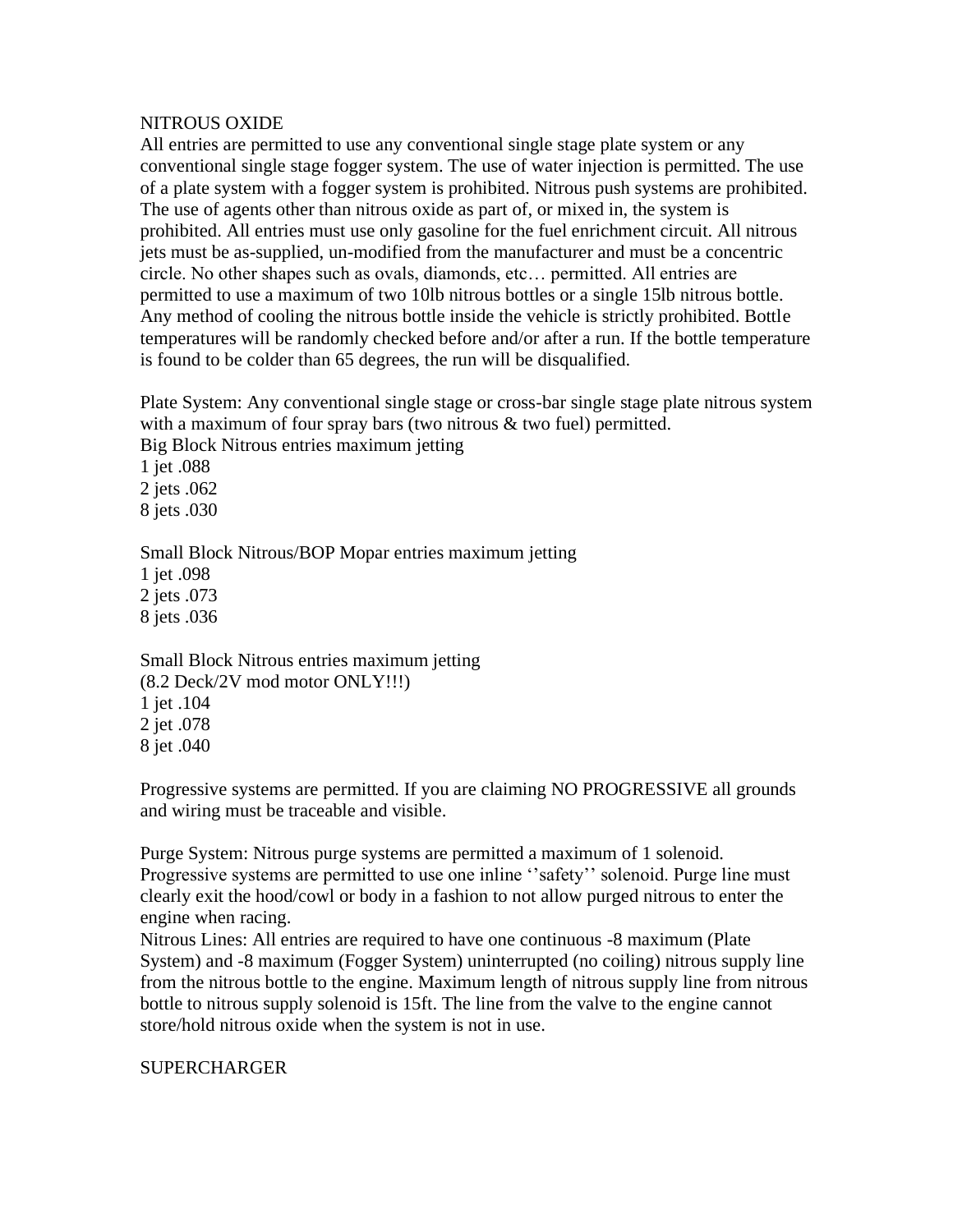## NITROUS OXIDE

All entries are permitted to use any conventional single stage plate system or any conventional single stage fogger system. The use of water injection is permitted. The use of a plate system with a fogger system is prohibited. Nitrous push systems are prohibited. The use of agents other than nitrous oxide as part of, or mixed in, the system is prohibited. All entries must use only gasoline for the fuel enrichment circuit. All nitrous jets must be as-supplied, un-modified from the manufacturer and must be a concentric circle. No other shapes such as ovals, diamonds, etc… permitted. All entries are permitted to use a maximum of two 10lb nitrous bottles or a single 15lb nitrous bottle. Any method of cooling the nitrous bottle inside the vehicle is strictly prohibited. Bottle temperatures will be randomly checked before and/or after a run. If the bottle temperature is found to be colder than 65 degrees, the run will be disqualified.

Plate System: Any conventional single stage or cross-bar single stage plate nitrous system with a maximum of four spray bars (two nitrous & two fuel) permitted.

Big Block Nitrous entries maximum jetting
1 jet .088
2 jets .062
8 jets .030

Small Block Nitrous/BOP Mopar entries maximum jetting
1 jet .098
2 jets .073
8 jets .036

Small Block Nitrous entries maximum jetting
(8.2 Deck/2V mod motor ONLY!!!)
1 jet .104
2 jet .078
8 jet .040

Progressive systems are permitted. If you are claiming NO PROGRESSIVE all grounds and wiring must be traceable and visible.

Purge System: Nitrous purge systems are permitted a maximum of 1 solenoid. Progressive systems are permitted to use one inline ''safety'' solenoid. Purge line must clearly exit the hood/cowl or body in a fashion to not allow purged nitrous to enter the engine when racing.

Nitrous Lines: All entries are required to have one continuous -8 maximum (Plate System) and -8 maximum (Fogger System) uninterrupted (no coiling) nitrous supply line from the nitrous bottle to the engine. Maximum length of nitrous supply line from nitrous bottle to nitrous supply solenoid is 15ft. The line from the valve to the engine cannot store/hold nitrous oxide when the system is not in use.

## SUPERCHARGER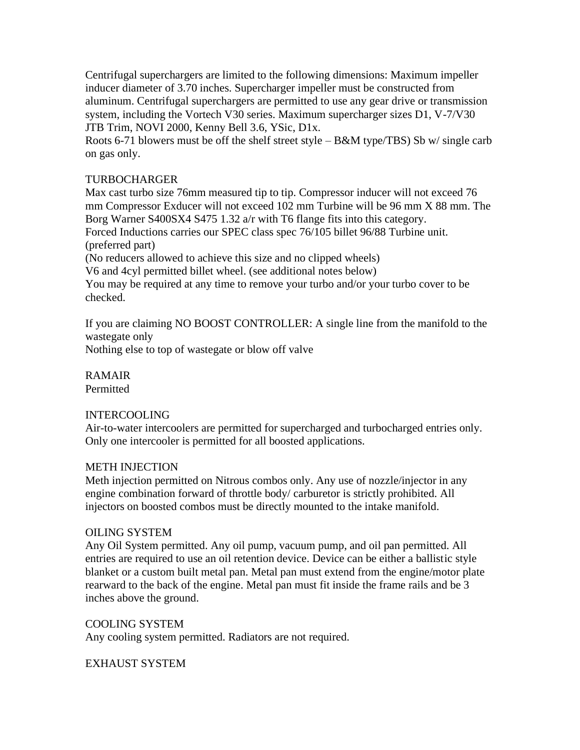Centrifugal superchargers are limited to the following dimensions: Maximum impeller inducer diameter of 3.70 inches. Supercharger impeller must be constructed from aluminum. Centrifugal superchargers are permitted to use any gear drive or transmission system, including the Vortech V30 series. Maximum supercharger sizes D1, V-7/V30 JTB Trim, NOVI 2000, Kenny Bell 3.6, YSic, D1x.

Roots 6-71 blowers must be off the shelf street style – B&M type/TBS) Sb w/ single carb on gas only.

## TURBOCHARGER

Max cast turbo size 76mm measured tip to tip. Compressor inducer will not exceed 76 mm Compressor Exducer will not exceed 102 mm Turbine will be 96 mm X 88 mm. The Borg Warner S400SX4 S475 1.32 a/r with T6 flange fits into this category.

Forced Inductions carries our SPEC class spec 76/105 billet 96/88 Turbine unit. (preferred part)

(No reducers allowed to achieve this size and no clipped wheels)

V6 and 4cyl permitted billet wheel. (see additional notes below)

You may be required at any time to remove your turbo and/or your turbo cover to be checked.

If you are claiming NO BOOST CONTROLLER: A single line from the manifold to the wastegate only

Nothing else to top of wastegate or blow off valve

## RAMAIR

Permitted

## INTERCOOLING

Air-to-water intercoolers are permitted for supercharged and turbocharged entries only. Only one intercooler is permitted for all boosted applications.

## METH INJECTION

Meth injection permitted on Nitrous combos only. Any use of nozzle/injector in any engine combination forward of throttle body/ carburetor is strictly prohibited. All injectors on boosted combos must be directly mounted to the intake manifold.

## OILING SYSTEM

Any Oil System permitted. Any oil pump, vacuum pump, and oil pan permitted. All entries are required to use an oil retention device. Device can be either a ballistic style blanket or a custom built metal pan. Metal pan must extend from the engine/motor plate rearward to the back of the engine. Metal pan must fit inside the frame rails and be 3 inches above the ground.

## COOLING SYSTEM

Any cooling system permitted. Radiators are not required.

## EXHAUST SYSTEM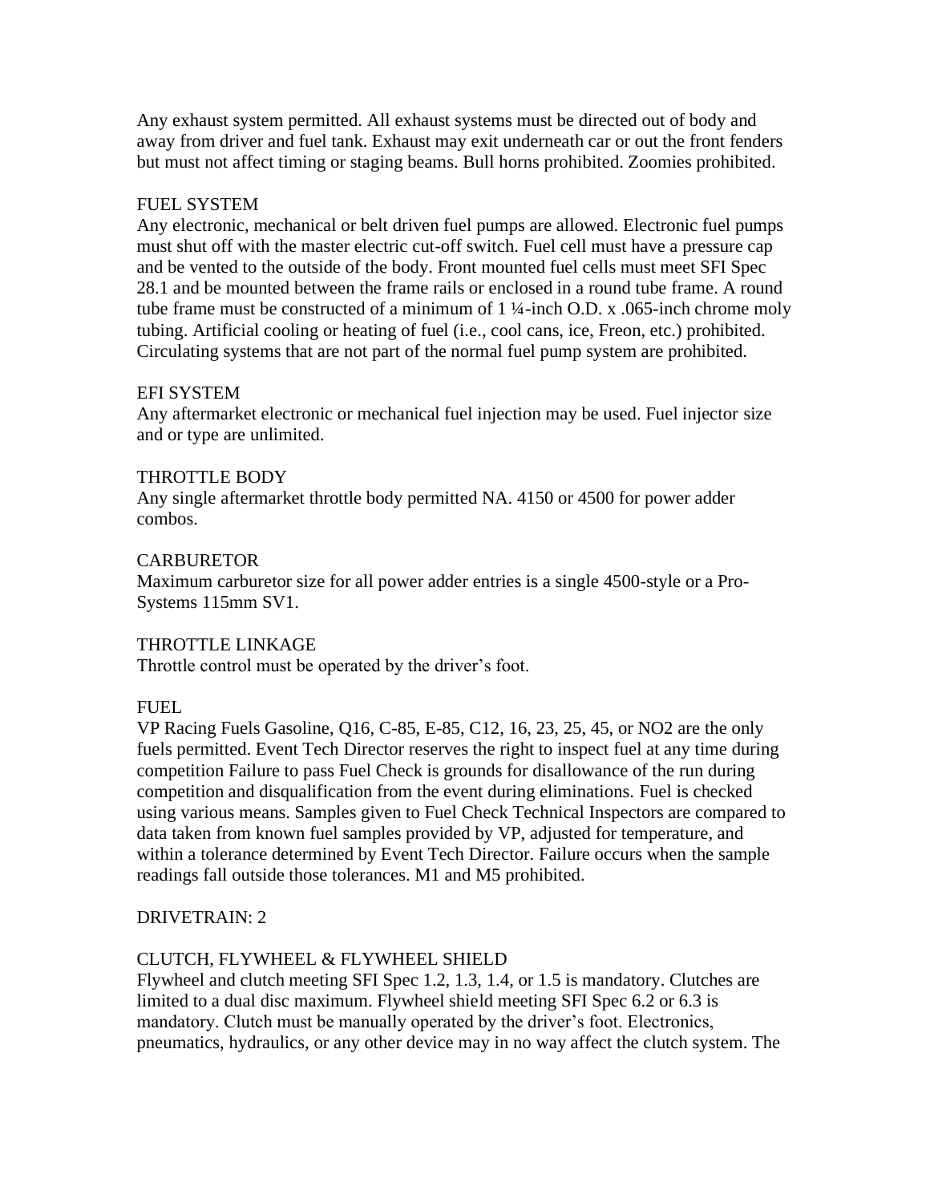Any exhaust system permitted. All exhaust systems must be directed out of body and away from driver and fuel tank. Exhaust may exit underneath car or out the front fenders but must not affect timing or staging beams. Bull horns prohibited. Zoomies prohibited.

FUEL SYSTEM

Any electronic, mechanical or belt driven fuel pumps are allowed. Electronic fuel pumps must shut off with the master electric cut-off switch. Fuel cell must have a pressure cap and be vented to the outside of the body. Front mounted fuel cells must meet SFI Spec 28.1 and be mounted between the frame rails or enclosed in a round tube frame. A round tube frame must be constructed of a minimum of 1 ¼-inch O.D. x .065-inch chrome moly tubing. Artificial cooling or heating of fuel (i.e., cool cans, ice, Freon, etc.) prohibited. Circulating systems that are not part of the normal fuel pump system are prohibited.

EFI SYSTEM

Any aftermarket electronic or mechanical fuel injection may be used. Fuel injector size and or type are unlimited.

THROTTLE BODY

Any single aftermarket throttle body permitted NA. 4150 or 4500 for power adder combos.

CARBURETOR

Maximum carburetor size for all power adder entries is a single 4500-style or a Pro-Systems 115mm SV1.

THROTTLE LINKAGE

Throttle control must be operated by the driver's foot.

FUEL

VP Racing Fuels Gasoline, Q16, C-85, E-85, C12, 16, 23, 25, 45, or NO2 are the only fuels permitted. Event Tech Director reserves the right to inspect fuel at any time during competition Failure to pass Fuel Check is grounds for disallowance of the run during competition and disqualification from the event during eliminations. Fuel is checked using various means. Samples given to Fuel Check Technical Inspectors are compared to data taken from known fuel samples provided by VP, adjusted for temperature, and within a tolerance determined by Event Tech Director. Failure occurs when the sample readings fall outside those tolerances. M1 and M5 prohibited.

DRIVETRAIN: 2

CLUTCH, FLYWHEEL & FLYWHEEL SHIELD

Flywheel and clutch meeting SFI Spec 1.2, 1.3, 1.4, or 1.5 is mandatory. Clutches are limited to a dual disc maximum. Flywheel shield meeting SFI Spec 6.2 or 6.3 is mandatory. Clutch must be manually operated by the driver's foot. Electronics, pneumatics, hydraulics, or any other device may in no way affect the clutch system. The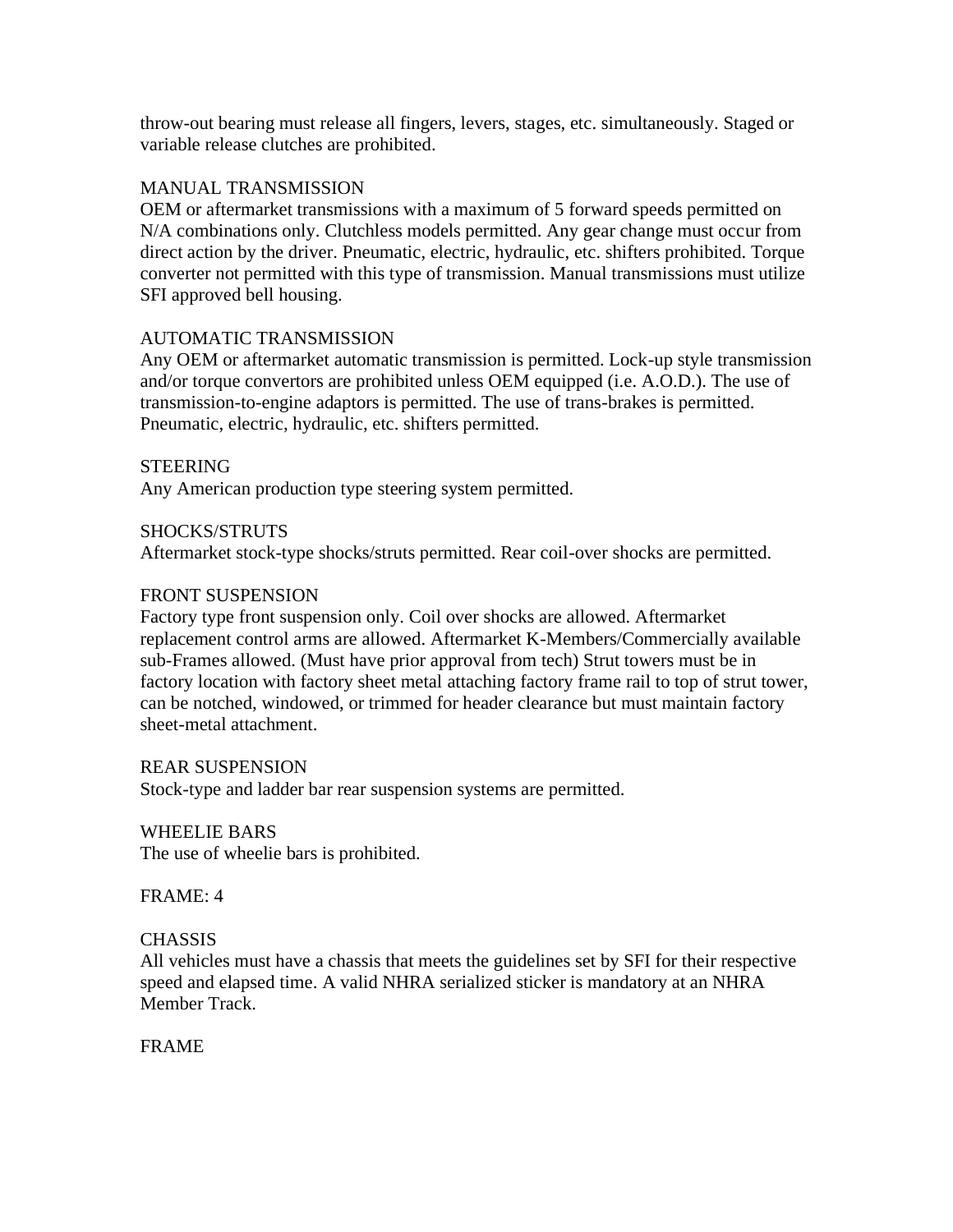throw-out bearing must release all fingers, levers, stages, etc. simultaneously. Staged or variable release clutches are prohibited.

### MANUAL TRANSMISSION

OEM or aftermarket transmissions with a maximum of 5 forward speeds permitted on N/A combinations only. Clutchless models permitted. Any gear change must occur from direct action by the driver. Pneumatic, electric, hydraulic, etc. shifters prohibited. Torque converter not permitted with this type of transmission. Manual transmissions must utilize SFI approved bell housing.

### AUTOMATIC TRANSMISSION

Any OEM or aftermarket automatic transmission is permitted. Lock-up style transmission and/or torque convertors are prohibited unless OEM equipped (i.e. A.O.D.). The use of transmission-to-engine adaptors is permitted. The use of trans-brakes is permitted. Pneumatic, electric, hydraulic, etc. shifters permitted.

### STEERING

Any American production type steering system permitted.

### SHOCKS/STRUTS

Aftermarket stock-type shocks/struts permitted. Rear coil-over shocks are permitted.

### FRONT SUSPENSION

Factory type front suspension only. Coil over shocks are allowed. Aftermarket replacement control arms are allowed. Aftermarket K-Members/Commercially available sub-Frames allowed. (Must have prior approval from tech) Strut towers must be in factory location with factory sheet metal attaching factory frame rail to top of strut tower, can be notched, windowed, or trimmed for header clearance but must maintain factory sheet-metal attachment.

### REAR SUSPENSION

Stock-type and ladder bar rear suspension systems are permitted.

### WHEELIE BARS

The use of wheelie bars is prohibited.

## FRAME: 4

### CHASSIS

All vehicles must have a chassis that meets the guidelines set by SFI for their respective speed and elapsed time. A valid NHRA serialized sticker is mandatory at an NHRA Member Track.

### FRAME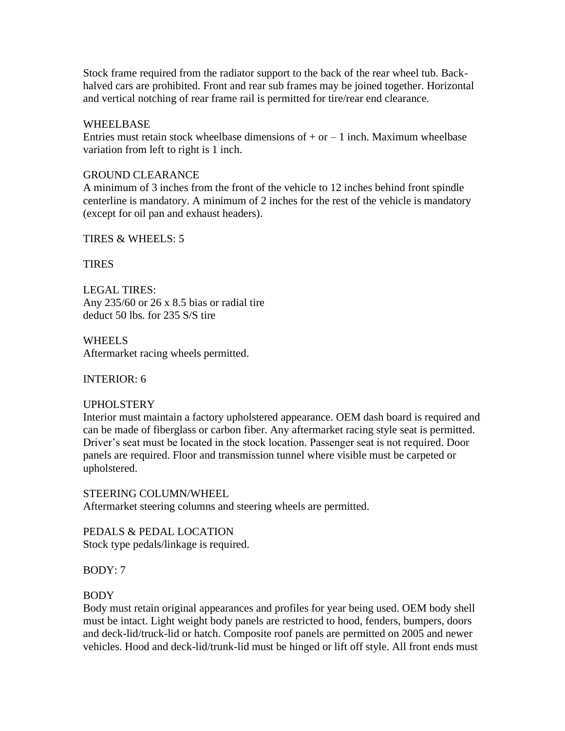Stock frame required from the radiator support to the back of the rear wheel tub. Back-halved cars are prohibited. Front and rear sub frames may be joined together. Horizontal and vertical notching of rear frame rail is permitted for tire/rear end clearance.

### WHEELBASE

Entries must retain stock wheelbase dimensions of + or – 1 inch. Maximum wheelbase variation from left to right is 1 inch.

### GROUND CLEARANCE

A minimum of 3 inches from the front of the vehicle to 12 inches behind front spindle centerline is mandatory. A minimum of 2 inches for the rest of the vehicle is mandatory (except for oil pan and exhaust headers).

## TIRES & WHEELS: 5

### TIRES

LEGAL TIRES:
Any 235/60 or 26 x 8.5 bias or radial tire
deduct 50 lbs. for 235 S/S tire

### WHEELS

Aftermarket racing wheels permitted.

## INTERIOR: 6

### UPHOLSTERY

Interior must maintain a factory upholstered appearance. OEM dash board is required and can be made of fiberglass or carbon fiber. Any aftermarket racing style seat is permitted. Driver's seat must be located in the stock location. Passenger seat is not required. Door panels are required. Floor and transmission tunnel where visible must be carpeted or upholstered.

### STEERING COLUMN/WHEEL

Aftermarket steering columns and steering wheels are permitted.

### PEDALS & PEDAL LOCATION

Stock type pedals/linkage is required.

## BODY: 7

### BODY

Body must retain original appearances and profiles for year being used. OEM body shell must be intact. Light weight body panels are restricted to hood, fenders, bumpers, doors and deck-lid/truck-lid or hatch. Composite roof panels are permitted on 2005 and newer vehicles. Hood and deck-lid/trunk-lid must be hinged or lift off style. All front ends must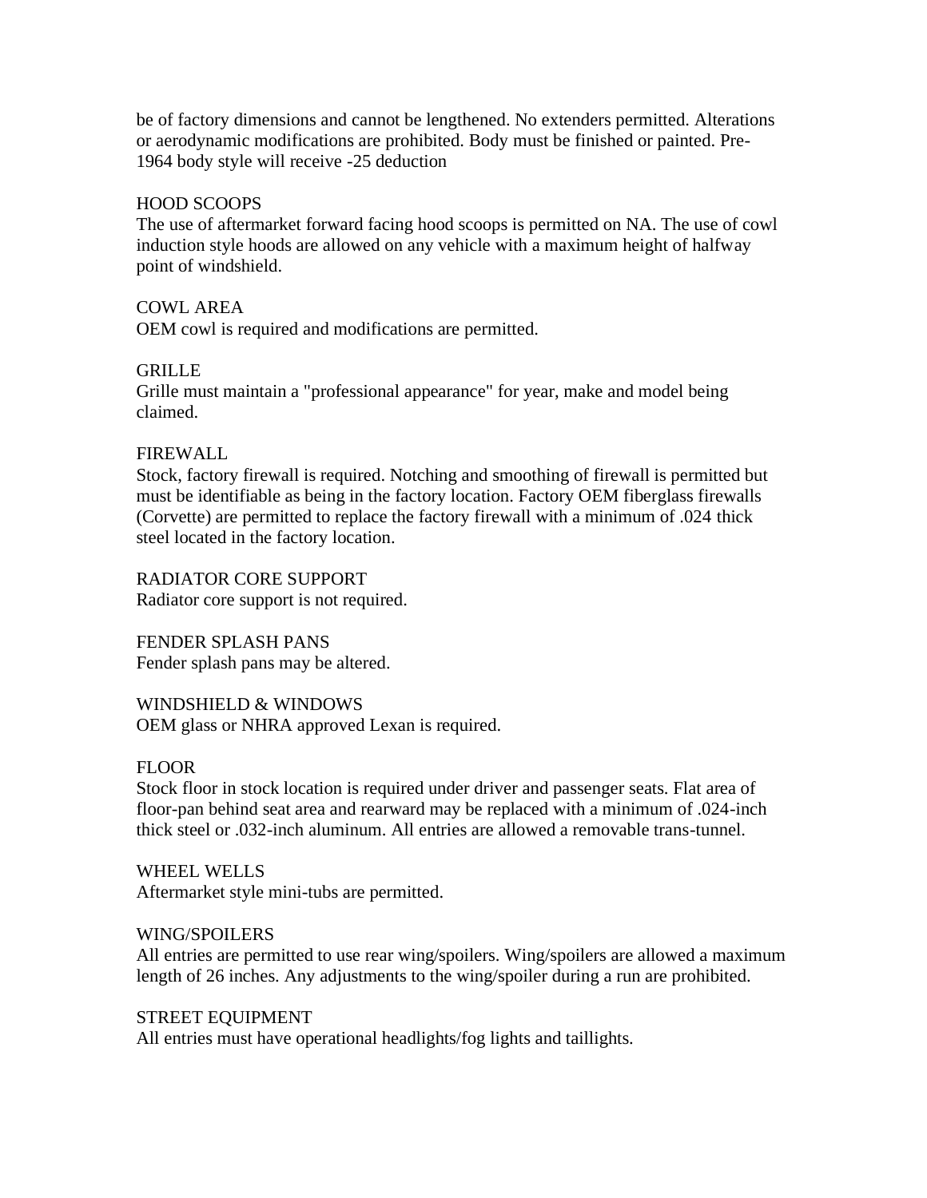be of factory dimensions and cannot be lengthened. No extenders permitted. Alterations or aerodynamic modifications are prohibited. Body must be finished or painted. Pre-1964 body style will receive -25 deduction

HOOD SCOOPS

The use of aftermarket forward facing hood scoops is permitted on NA. The use of cowl induction style hoods are allowed on any vehicle with a maximum height of halfway point of windshield.

COWL AREA

OEM cowl is required and modifications are permitted.

GRILLE

Grille must maintain a "professional appearance" for year, make and model being claimed.

FIREWALL

Stock, factory firewall is required. Notching and smoothing of firewall is permitted but must be identifiable as being in the factory location. Factory OEM fiberglass firewalls (Corvette) are permitted to replace the factory firewall with a minimum of .024 thick steel located in the factory location.

RADIATOR CORE SUPPORT

Radiator core support is not required.

FENDER SPLASH PANS

Fender splash pans may be altered.

WINDSHIELD & WINDOWS

OEM glass or NHRA approved Lexan is required.

FLOOR

Stock floor in stock location is required under driver and passenger seats. Flat area of floor-pan behind seat area and rearward may be replaced with a minimum of .024-inch thick steel or .032-inch aluminum. All entries are allowed a removable trans-tunnel.

WHEEL WELLS

Aftermarket style mini-tubs are permitted.

WING/SPOILERS

All entries are permitted to use rear wing/spoilers. Wing/spoilers are allowed a maximum length of 26 inches. Any adjustments to the wing/spoiler during a run are prohibited.

STREET EQUIPMENT

All entries must have operational headlights/fog lights and taillights.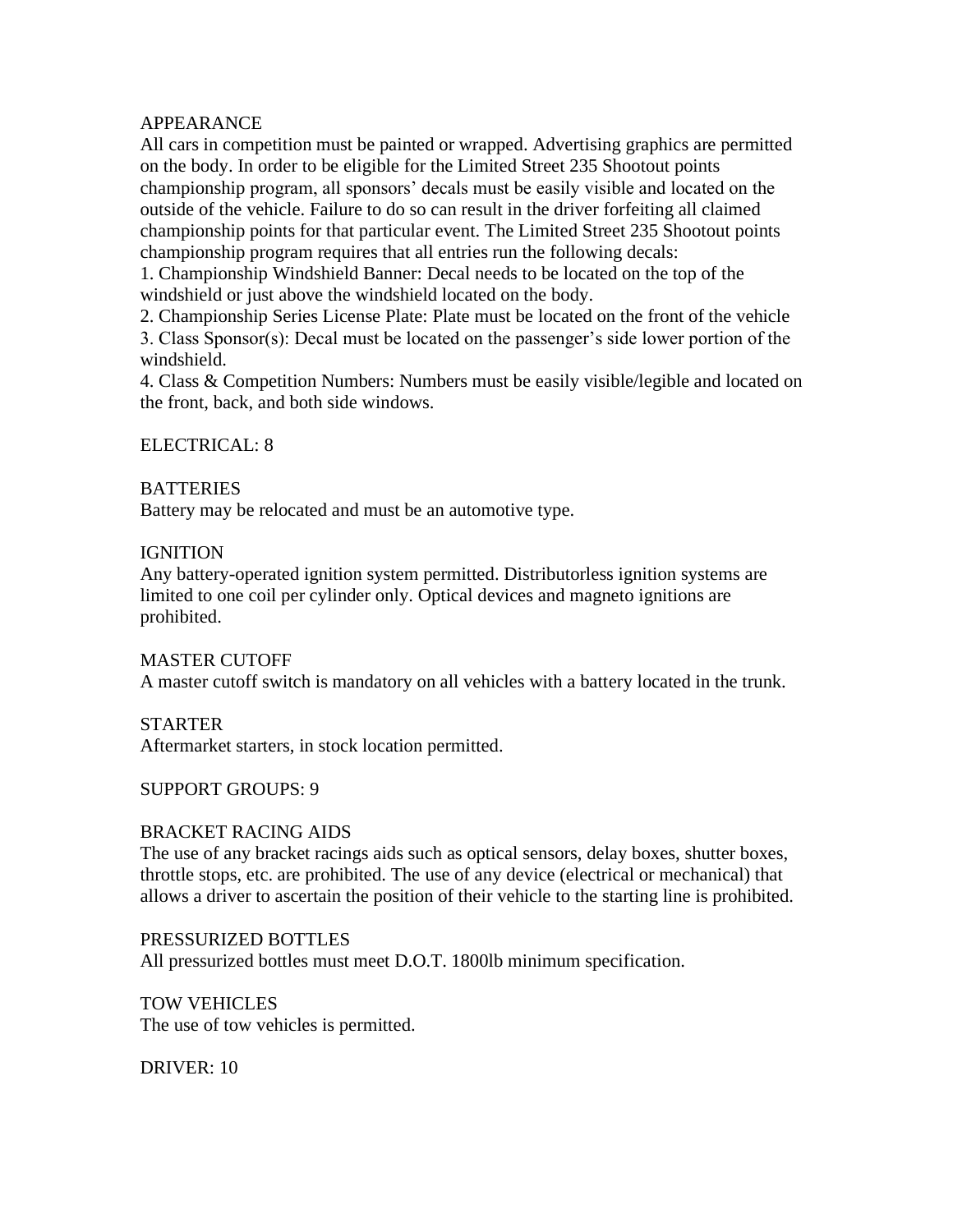## APPEARANCE

All cars in competition must be painted or wrapped. Advertising graphics are permitted on the body. In order to be eligible for the Limited Street 235 Shootout points championship program, all sponsors' decals must be easily visible and located on the outside of the vehicle. Failure to do so can result in the driver forfeiting all claimed championship points for that particular event. The Limited Street 235 Shootout points championship program requires that all entries run the following decals:

1. Championship Windshield Banner: Decal needs to be located on the top of the windshield or just above the windshield located on the body.
2. Championship Series License Plate: Plate must be located on the front of the vehicle
3. Class Sponsor(s): Decal must be located on the passenger's side lower portion of the windshield.
4. Class & Competition Numbers: Numbers must be easily visible/legible and located on the front, back, and both side windows.

# ELECTRICAL: 8

## BATTERIES

Battery may be relocated and must be an automotive type.

## IGNITION

Any battery-operated ignition system permitted. Distributorless ignition systems are limited to one coil per cylinder only. Optical devices and magneto ignitions are prohibited.

## MASTER CUTOFF

A master cutoff switch is mandatory on all vehicles with a battery located in the trunk.

## STARTER

Aftermarket starters, in stock location permitted.

# SUPPORT GROUPS: 9

## BRACKET RACING AIDS

The use of any bracket racings aids such as optical sensors, delay boxes, shutter boxes, throttle stops, etc. are prohibited. The use of any device (electrical or mechanical) that allows a driver to ascertain the position of their vehicle to the starting line is prohibited.

## PRESSURIZED BOTTLES

All pressurized bottles must meet D.O.T. 1800lb minimum specification.

## TOW VEHICLES

The use of tow vehicles is permitted.

# DRIVER: 10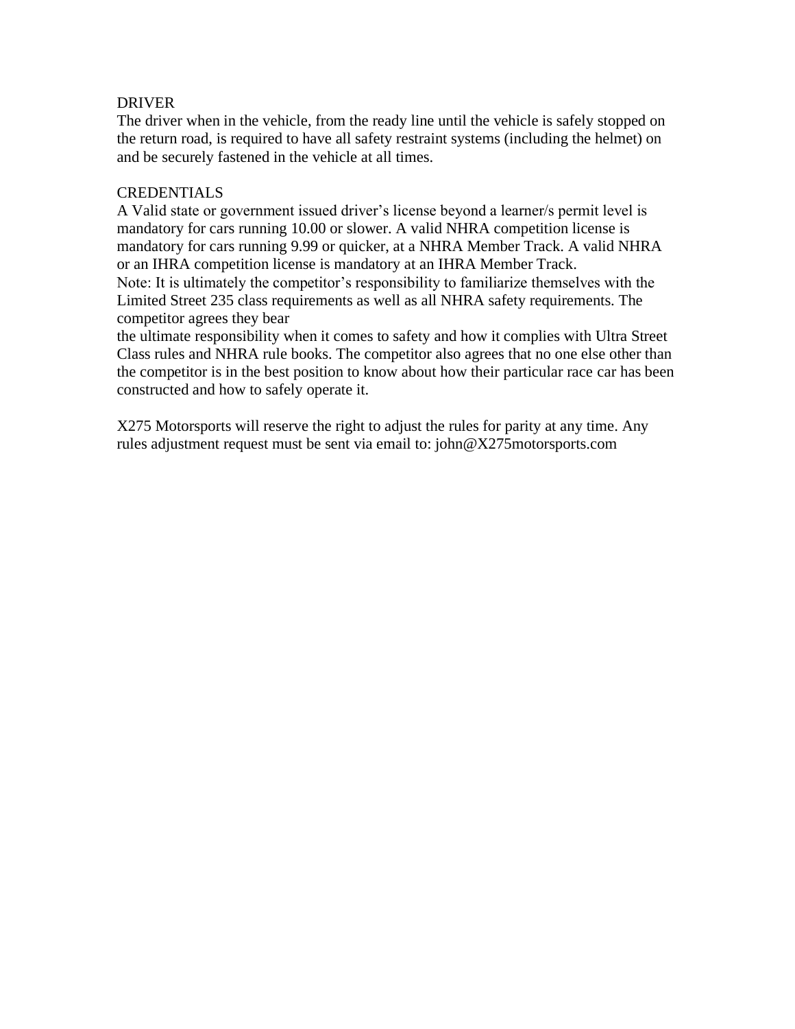## DRIVER

The driver when in the vehicle, from the ready line until the vehicle is safely stopped on the return road, is required to have all safety restraint systems (including the helmet) on and be securely fastened in the vehicle at all times.

## CREDENTIALS

A Valid state or government issued driver's license beyond a learner/s permit level is mandatory for cars running 10.00 or slower. A valid NHRA competition license is mandatory for cars running 9.99 or quicker, at a NHRA Member Track. A valid NHRA or an IHRA competition license is mandatory at an IHRA Member Track.

Note: It is ultimately the competitor's responsibility to familiarize themselves with the Limited Street 235 class requirements as well as all NHRA safety requirements. The competitor agrees they bear the ultimate responsibility when it comes to safety and how it complies with Ultra Street Class rules and NHRA rule books. The competitor also agrees that no one else other than the competitor is in the best position to know about how their particular race car has been constructed and how to safely operate it.

X275 Motorsports will reserve the right to adjust the rules for parity at any time. Any rules adjustment request must be sent via email to: john@X275motorsports.com